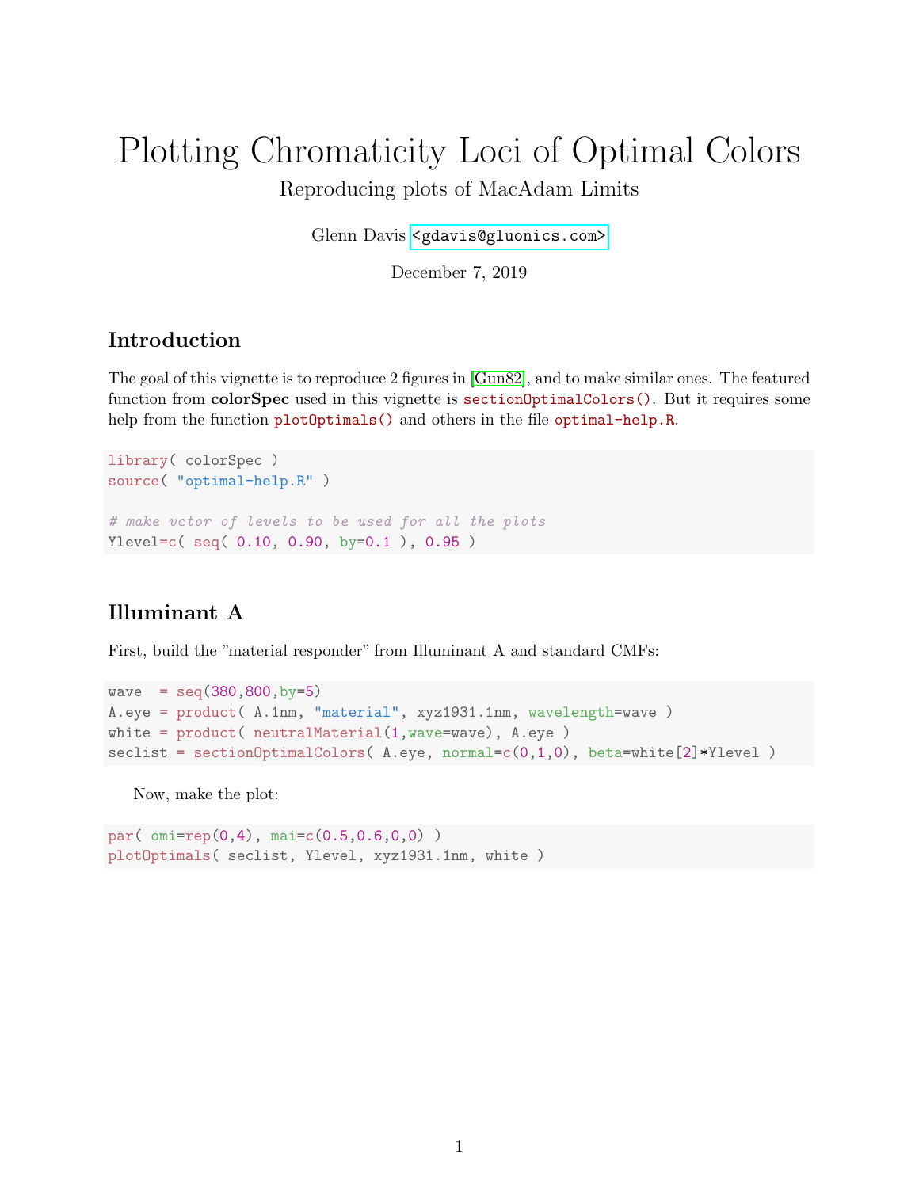# Plotting Chromaticity Loci of Optimal Colors

Reproducing plots of MacAdam Limits

Glenn Davis <gdavis@gluonics.com>

December 7, 2019

## Introduction

The goal of this vignette is to reproduce 2 figures in [Gun82], and to make similar ones. The featured function from **colorSpec** used in this vignette is `sectionOptimalColors()`. But it requires some help from the function `plotOptimals()` and others in the file `optimal-help.R`.

```
library( colorSpec )
source( "optimal-help.R" )

# make vctor of levels to be used for all the plots
Ylevel=c( seq( 0.10, 0.90, by=0.1 ), 0.95 )
```

## Illuminant A

First, build the "material responder" from Illuminant A and standard CMFs:

```
wave  = seq(380,800,by=5)
A.eye = product( A.1nm, "material", xyz1931.1nm, wavelength=wave )
white = product( neutralMaterial(1,wave=wave), A.eye )
seclist = sectionOptimalColors( A.eye, normal=c(0,1,0), beta=white[2]*Ylevel )
```

Now, make the plot:

```
par( omi=rep(0,4), mai=c(0.5,0.6,0,0) )
plotOptimals( seclist, Ylevel, xyz1931.1nm, white )
```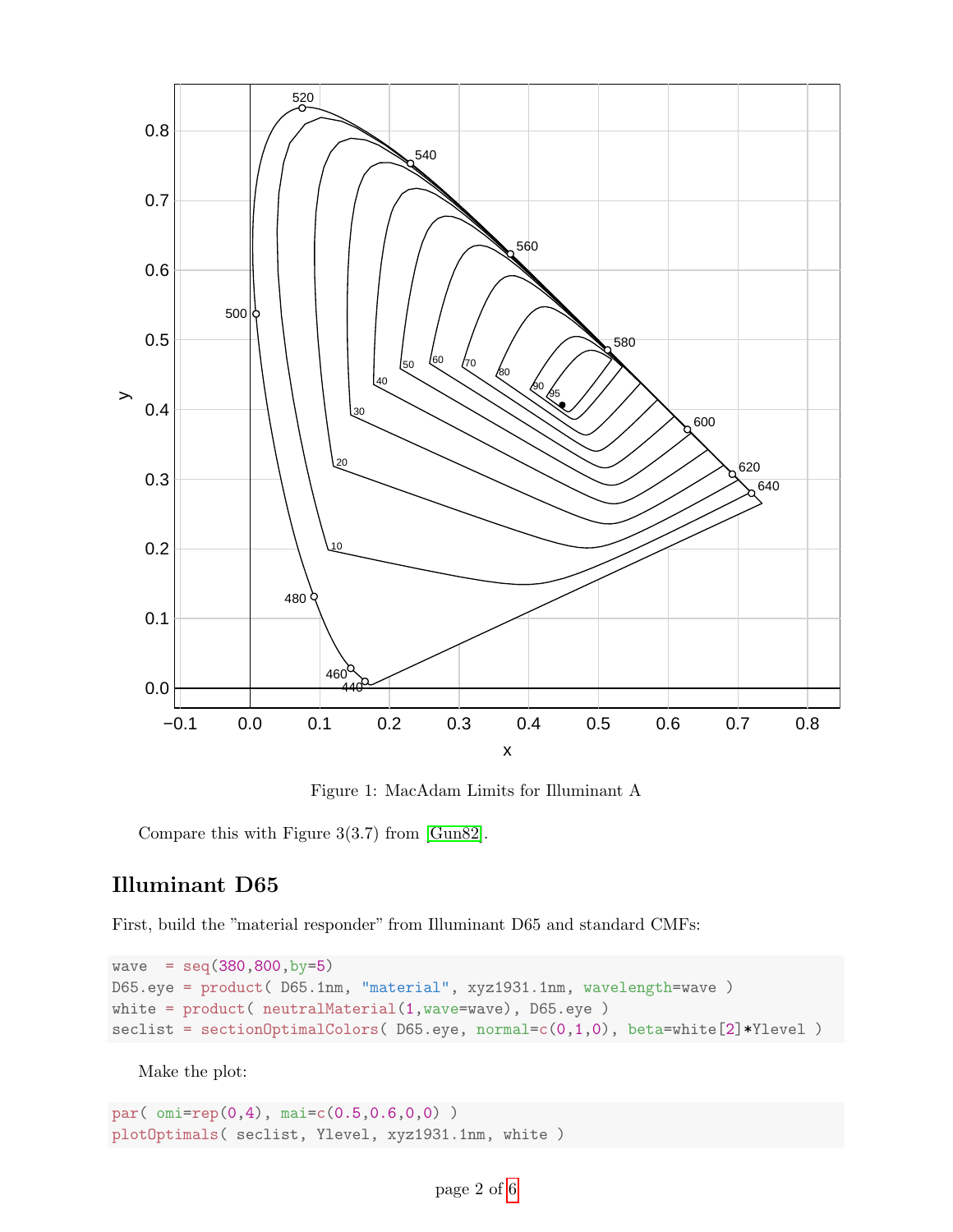Figure 1: MacAdam Limits for Illuminant A

Compare this with Figure 3(3.7) from [Gun82].

## Illuminant D65

First, build the "material responder" from Illuminant D65 and standard CMFs:

```
wave  = seq(380,800,by=5)
D65.eye = product( D65.1nm, "material", xyz1931.1nm, wavelength=wave )
white = product( neutralMaterial(1,wave=wave), D65.eye )
seclist = sectionOptimalColors( D65.eye, normal=c(0,1,0), beta=white[2]*Ylevel )
```

Make the plot:

```
par( omi=rep(0,4), mai=c(0.5,0.6,0,0) )
plotOptimals( seclist, Ylevel, xyz1931.1nm, white )
```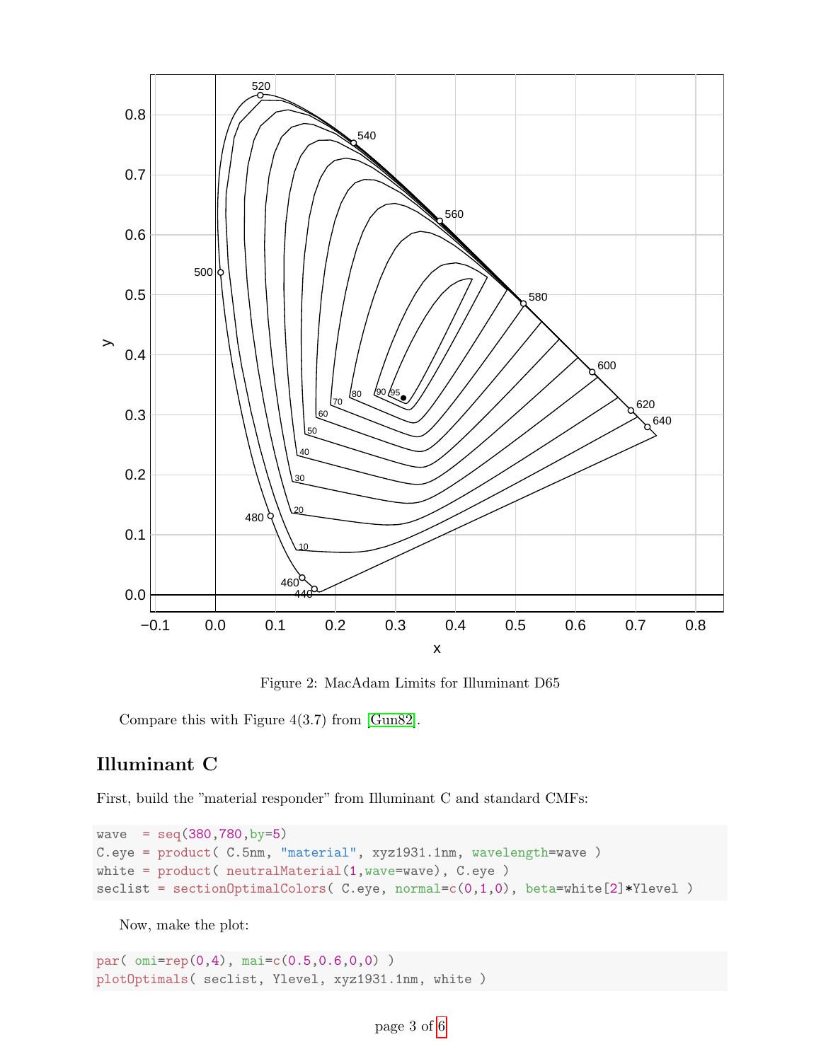Figure 2: MacAdam Limits for Illuminant D65

Compare this with Figure 4(3.7) from [Gun82].

## Illuminant C

First, build the "material responder" from Illuminant C and standard CMFs:

```
wave  = seq(380,780,by=5)
C.eye = product( C.5nm, "material", xyz1931.1nm, wavelength=wave )
white = product( neutralMaterial(1,wave=wave), C.eye )
seclist = sectionOptimalColors( C.eye, normal=c(0,1,0), beta=white[2]*Ylevel )
```

Now, make the plot:

```
par( omi=rep(0,4), mai=c(0.5,0.6,0,0) )
plotOptimals( seclist, Ylevel, xyz1931.1nm, white )
```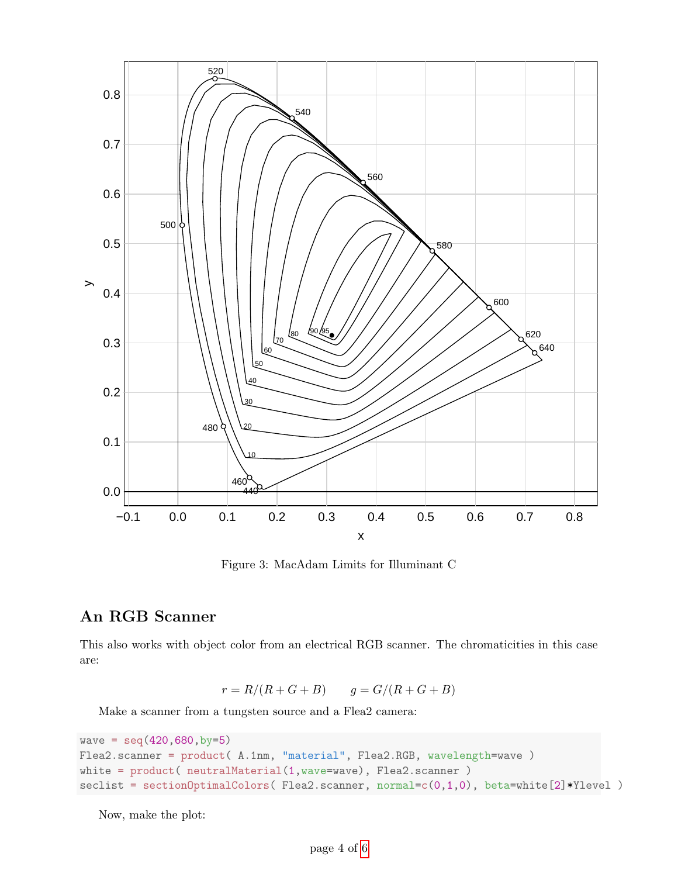Figure 3: MacAdam Limits for Illuminant C

## An RGB Scanner

This also works with object color from an electrical RGB scanner. The chromaticities in this case are:

$$r = R/(R+G+B) \qquad g = G/(R+G+B)$$

Make a scanner from a tungsten source and a Flea2 camera:

```
wave = seq(420,680,by=5)
Flea2.scanner = product( A.1nm, "material", Flea2.RGB, wavelength=wave )
white = product( neutralMaterial(1,wave=wave), Flea2.scanner )
seclist = sectionOptimalColors( Flea2.scanner, normal=c(0,1,0), beta=white[2]*Ylevel )
```

Now, make the plot: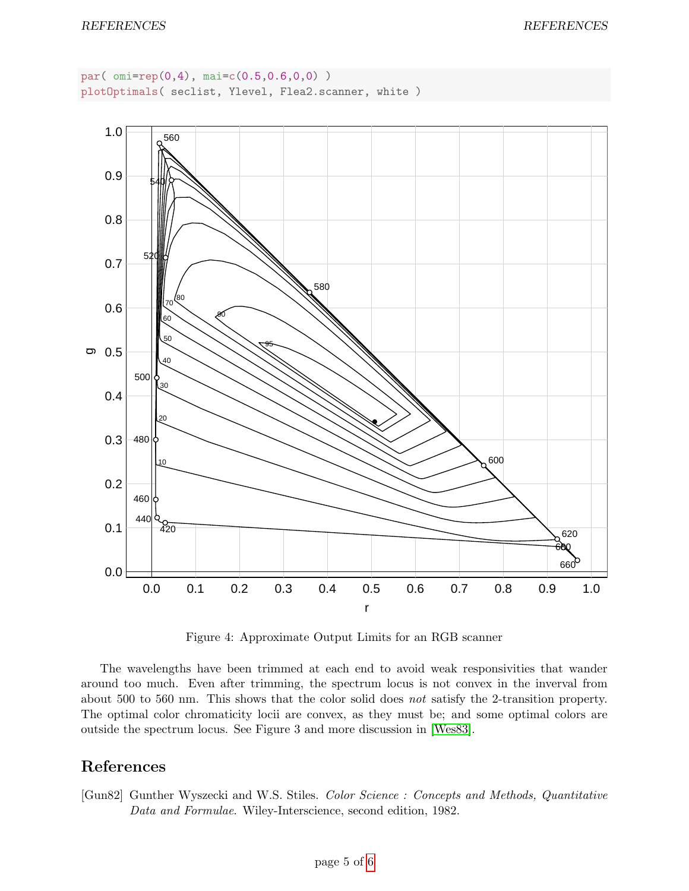```
par( omi=rep(0,4), mai=c(0.5,0.6,0,0) )
plotOptimals( seclist, Ylevel, Flea2.scanner, white )
```

Figure 4: Approximate Output Limits for an RGB scanner

The wavelengths have been trimmed at each end to avoid weak responsivities that wander around too much. Even after trimming, the spectrum locus is not convex in the inverval from about 500 to 560 nm. This shows that the color solid does *not* satisfy the 2-transition property. The optimal color chromaticity locii are convex, as they must be; and some optimal colors are outside the spectrum locus. See Figure 3 and more discussion in [Wes83].

## References

[Gun82] Gunther Wyszecki and W.S. Stiles. *Color Science : Concepts and Methods, Quantitative Data and Formulae*. Wiley-Interscience, second edition, 1982.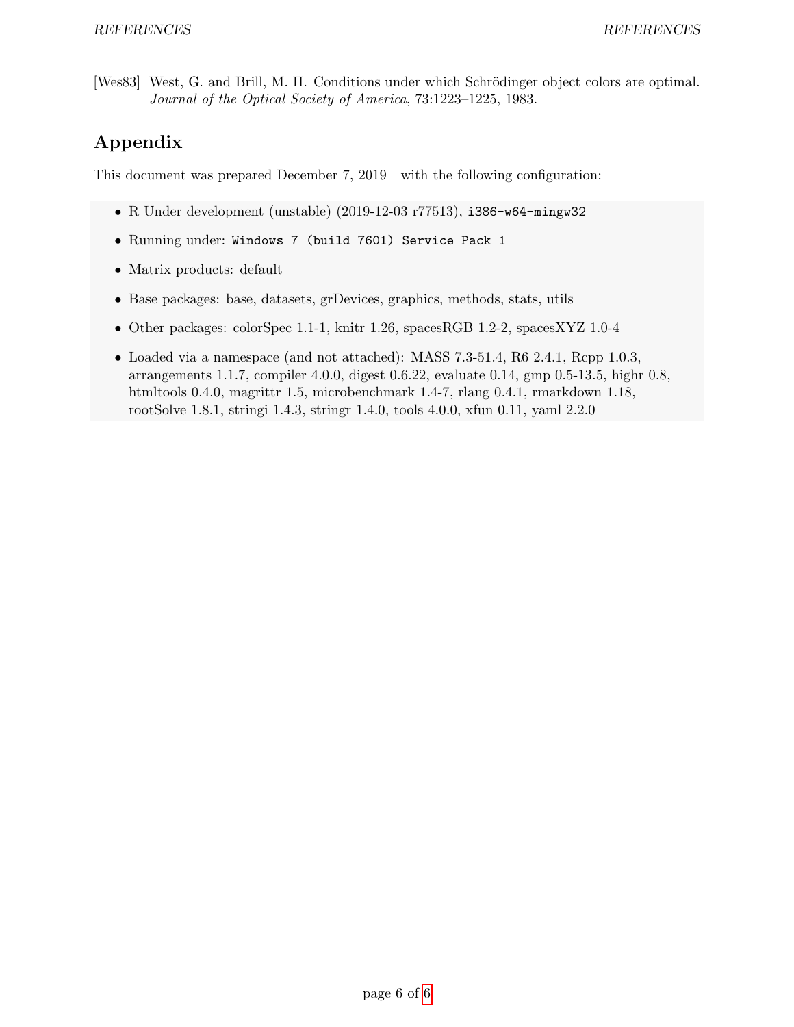[Wes83] West, G. and Brill, M. H. Conditions under which Schrödinger object colors are optimal. *Journal of the Optical Society of America*, 73:1223–1225, 1983.

## Appendix

This document was prepared December 7, 2019 with the following configuration:

- R Under development (unstable) (2019-12-03 r77513), `i386-w64-mingw32`
- Running under: `Windows 7 (build 7601) Service Pack 1`
- Matrix products: default
- Base packages: base, datasets, grDevices, graphics, methods, stats, utils
- Other packages: colorSpec 1.1-1, knitr 1.26, spacesRGB 1.2-2, spacesXYZ 1.0-4
- Loaded via a namespace (and not attached): MASS 7.3-51.4, R6 2.4.1, Rcpp 1.0.3, arrangements 1.1.7, compiler 4.0.0, digest 0.6.22, evaluate 0.14, gmp 0.5-13.5, highr 0.8, htmltools 0.4.0, magrittr 1.5, microbenchmark 1.4-7, rlang 0.4.1, rmarkdown 1.18, rootSolve 1.8.1, stringi 1.4.3, stringr 1.4.0, tools 4.0.0, xfun 0.11, yaml 2.2.0